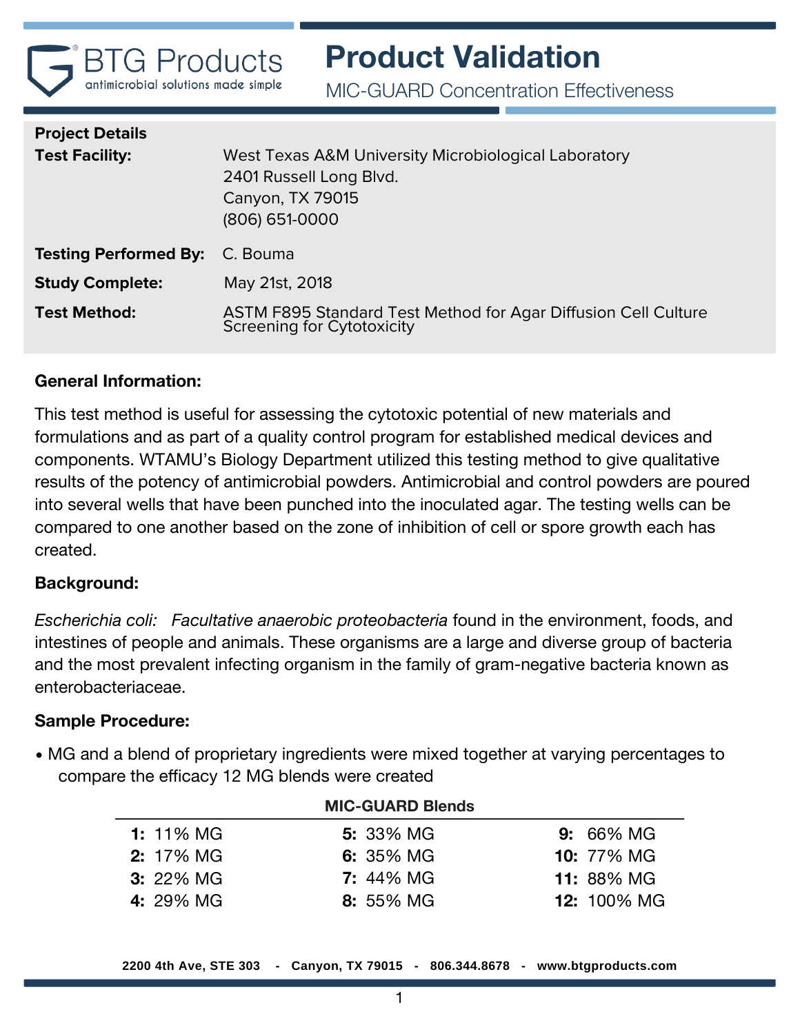BTG Products
antimicrobial solutions made simple

# Product Validation

## MIC-GUARD Concentration Effectiveness

**Project Details**

| | |
|---|---|
| **Test Facility:** | West Texas A&M University Microbiological Laboratory<br>2401 Russell Long Blvd.<br>Canyon, TX 79015<br>(806) 651-0000 |
| **Testing Performed By:** | C. Bouma |
| **Study Complete:** | May 21st, 2018 |
| **Test Method:** | ASTM F895 Standard Test Method for Agar Diffusion Cell Culture Screening for Cytotoxicity |

### General Information:

This test method is useful for assessing the cytotoxic potential of new materials and formulations and as part of a quality control program for established medical devices and components. WTAMU's Biology Department utilized this testing method to give qualitative results of the potency of antimicrobial powders. Antimicrobial and control powders are poured into several wells that have been punched into the inoculated agar. The testing wells can be compared to one another based on the zone of inhibition of cell or spore growth each has created.

### Background:

*Escherichia coli: Facultative anaerobic proteobacteria* found in the environment, foods, and intestines of people and animals. These organisms are a large and diverse group of bacteria and the most prevalent infecting organism in the family of gram-negative bacteria known as enterobacteriaceae.

### Sample Procedure:

- MG and a blend of proprietary ingredients were mixed together at varying percentages to compare the efficacy 12 MG blends were created

**MIC-GUARD Blends**

| | | |
|---|---|---|
| **1:** 11% MG | **5:** 33% MG | **9:** 66% MG |
| **2:** 17% MG | **6:** 35% MG | **10:** 77% MG |
| **3:** 22% MG | **7:** 44% MG | **11:** 88% MG |
| **4:** 29% MG | **8:** 55% MG | **12:** 100% MG |

**2200 4th Ave, STE 303 - Canyon, TX 79015 - 806.344.8678 - www.btgproducts.com**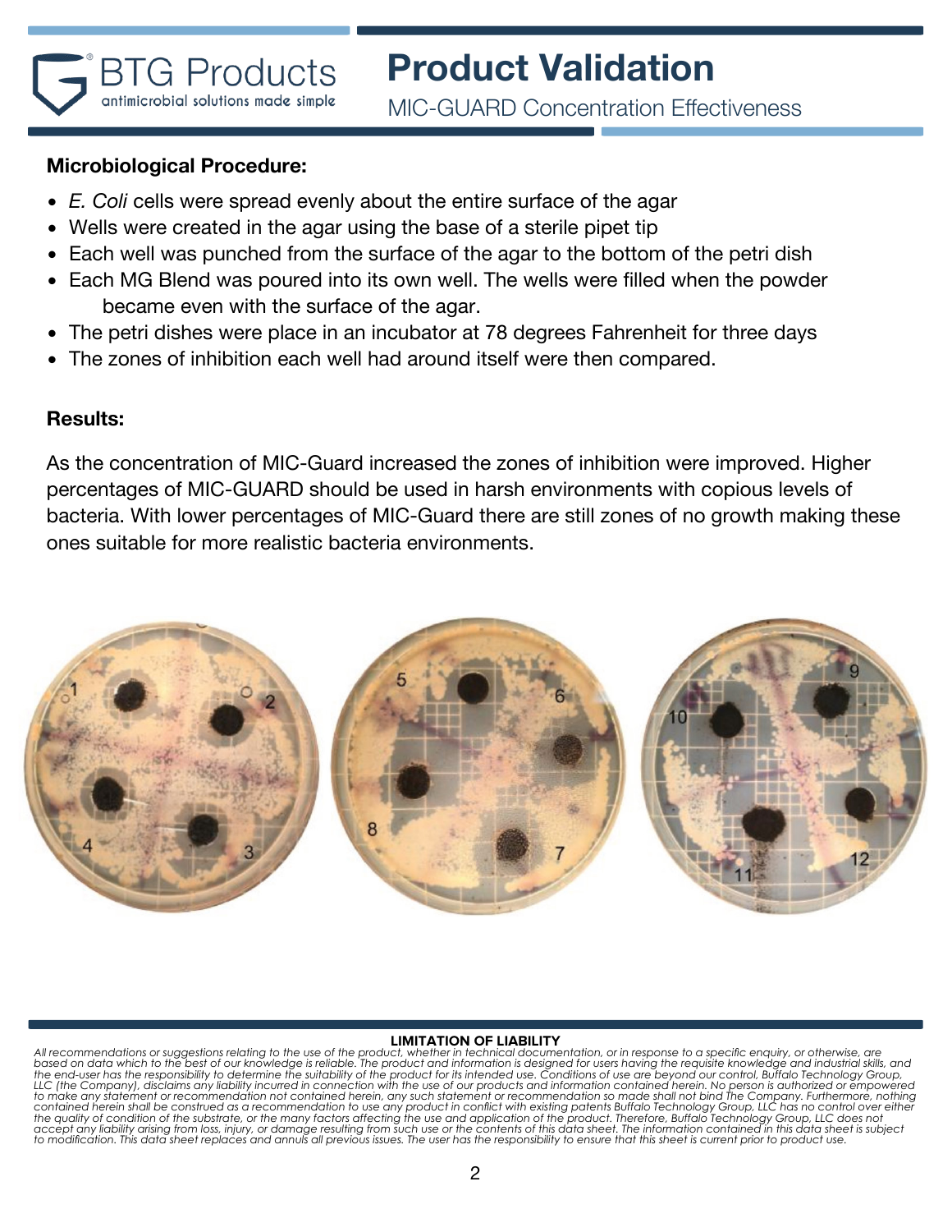# Product Validation

MIC-GUARD Concentration Effectiveness

**Microbiological Procedure:**

- *E. Coli* cells were spread evenly about the entire surface of the agar
- Wells were created in the agar using the base of a sterile pipet tip
- Each well was punched from the surface of the agar to the bottom of the petri dish
- Each MG Blend was poured into its own well. The wells were filled when the powder became even with the surface of the agar.
- The petri dishes were place in an incubator at 78 degrees Fahrenheit for three days
- The zones of inhibition each well had around itself were then compared.

**Results:**

As the concentration of MIC-Guard increased the zones of inhibition were improved. Higher percentages of MIC-GUARD should be used in harsh environments with copious levels of bacteria. With lower percentages of MIC-Guard there are still zones of no growth making these ones suitable for more realistic bacteria environments.

1
2
3
4
5
6
7
8
9
10
11
12

**LIMITATION OF LIABILITY**

*All recommendations or suggestions relating to the use of the product, whether in technical documentation, or in response to a specific enquiry, or otherwise, are based on data which to the best of our knowledge is reliable. The product and information is designed for users having the requisite knowledge and industrial skills, and the end-user has the responsibility to determine the suitability of the product for its intended use. Conditions of use are beyond our control, Buffalo Technology Group, LLC (the Company), disclaims any liability incurred in connection with the use of our products and information contained herein. No person is authorized or empowered to make any statement or recommendation not contained herein, any such statement or recommendation so made shall not bind The Company. Furthermore, nothing contained herein shall be construed as a recommendation to use any product in conflict with existing patents Buffalo Technology Group, LLC has no control over either the quality of condition of the substrate, or the many factors affecting the use and application of the product. Therefore, Buffalo Technology Group, LLC does not accept any liability arising from loss, injury, or damage resulting from such use or the contents of this data sheet. The information contained in this data sheet is subject to modification. This data sheet replaces and annuls all previous issues. The user has the responsibility to ensure that this sheet is current prior to product use.*